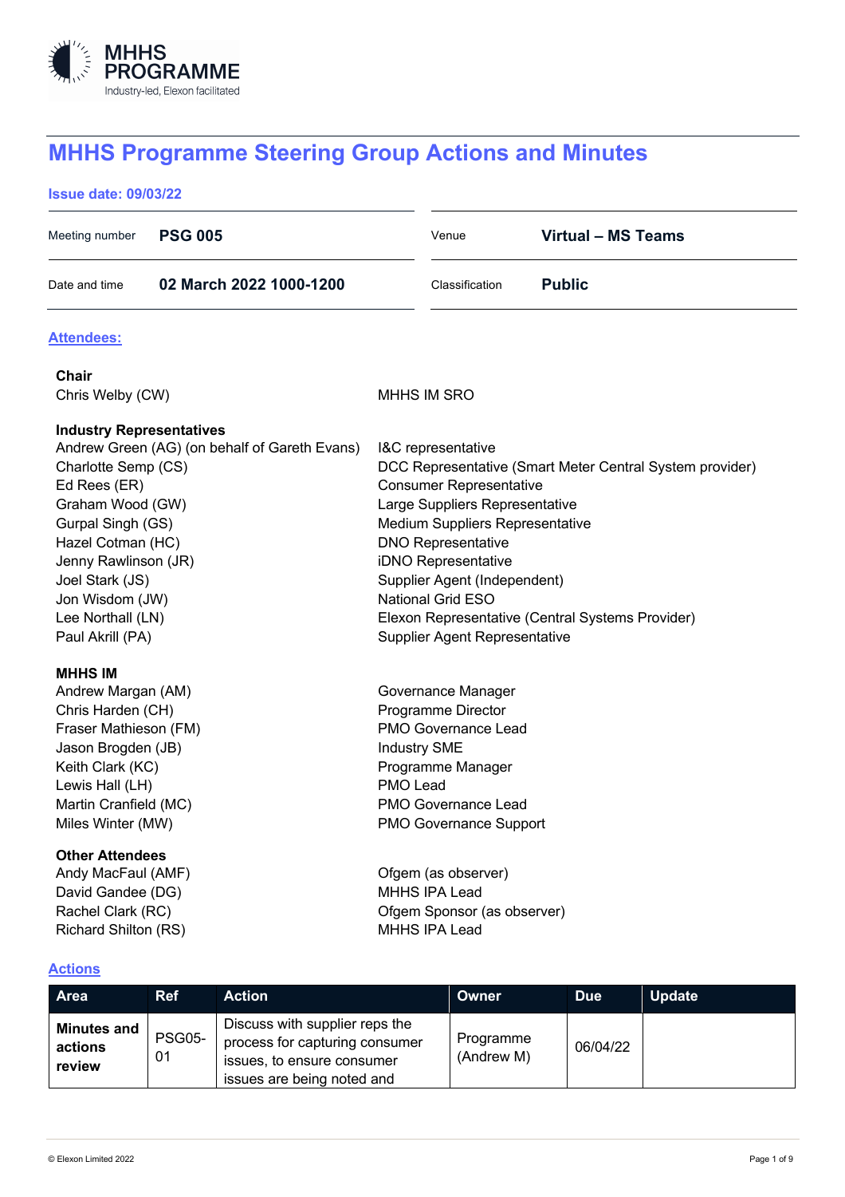MHHS PROGRAMME
Industry-led, Elexon facilitated

# MHHS Programme Steering Group Actions and Minutes

**Issue date: 09/03/22**

| | | | |
|---|---|---|---|
| Meeting number | **PSG 005** | Venue | **Virtual – MS Teams** |
| Date and time | **02 March 2022 1000-1200** | Classification | **Public** |

## Attendees:

**Chair**

| | |
|---|---|
| Chris Welby (CW) | MHHS IM SRO |

**Industry Representatives**

| | |
|---|---|
| Andrew Green (AG) (on behalf of Gareth Evans) | I&C representative |
| Charlotte Semp (CS) | DCC Representative (Smart Meter Central System provider) |
| Ed Rees (ER) | Consumer Representative |
| Graham Wood (GW) | Large Suppliers Representative |
| Gurpal Singh (GS) | Medium Suppliers Representative |
| Hazel Cotman (HC) | DNO Representative |
| Jenny Rawlinson (JR) | iDNO Representative |
| Joel Stark (JS) | Supplier Agent (Independent) |
| Jon Wisdom (JW) | National Grid ESO |
| Lee Northall (LN) | Elexon Representative (Central Systems Provider) |
| Paul Akrill (PA) | Supplier Agent Representative |

**MHHS IM**

| | |
|---|---|
| Andrew Margan (AM) | Governance Manager |
| Chris Harden (CH) | Programme Director |
| Fraser Mathieson (FM) | PMO Governance Lead |
| Jason Brogden (JB) | Industry SME |
| Keith Clark (KC) | Programme Manager |
| Lewis Hall (LH) | PMO Lead |
| Martin Cranfield (MC) | PMO Governance Lead |
| Miles Winter (MW) | PMO Governance Support |

**Other Attendees**

| | |
|---|---|
| Andy MacFaul (AMF) | Ofgem (as observer) |
| David Gandee (DG) | MHHS IPA Lead |
| Rachel Clark (RC) | Ofgem Sponsor (as observer) |
| Richard Shilton (RS) | MHHS IPA Lead |

## Actions

| Area | Ref | Action | Owner | Due | Update |
|---|---|---|---|---|---|
| **Minutes and actions review** | PSG05-01 | Discuss with supplier reps the process for capturing consumer issues, to ensure consumer issues are being noted and | Programme (Andrew M) | 06/04/22 | |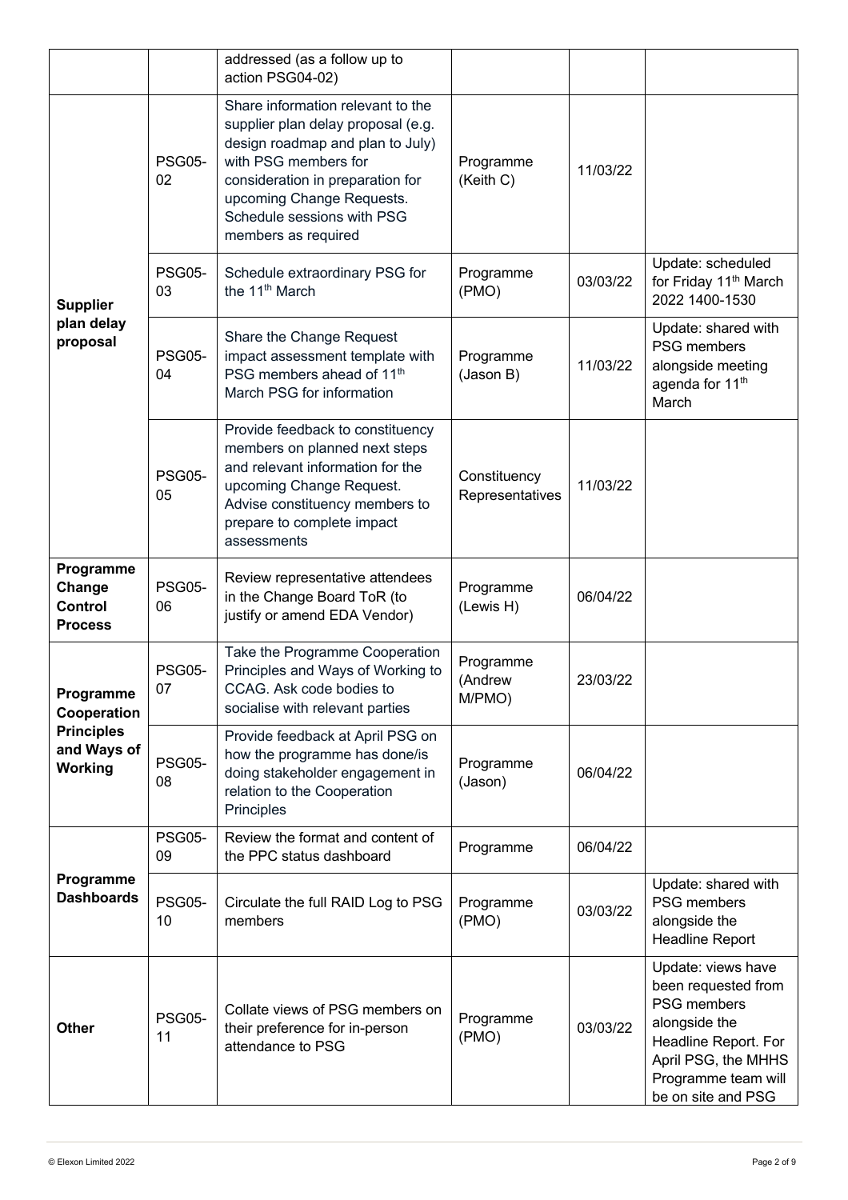| | | | | | |
|---|---|---|---|---|---|
| | | addressed (as a follow up to action PSG04-02) | | | |
| **Supplier plan delay proposal** | PSG05-02 | Share information relevant to the supplier plan delay proposal (e.g. design roadmap and plan to July) with PSG members for consideration in preparation for upcoming Change Requests. Schedule sessions with PSG members as required | Programme (Keith C) | 11/03/22 | |
| | PSG05-03 | Schedule extraordinary PSG for the 11th March | Programme (PMO) | 03/03/22 | Update: scheduled for Friday 11th March 2022 1400-1530 |
| | PSG05-04 | Share the Change Request impact assessment template with PSG members ahead of 11th March PSG for information | Programme (Jason B) | 11/03/22 | Update: shared with PSG members alongside meeting agenda for 11th March |
| | PSG05-05 | Provide feedback to constituency members on planned next steps and relevant information for the upcoming Change Request. Advise constituency members to prepare to complete impact assessments | Constituency Representatives | 11/03/22 | |
| **Programme Change Control Process** | PSG05-06 | Review representative attendees in the Change Board ToR (to justify or amend EDA Vendor) | Programme (Lewis H) | 06/04/22 | |
| **Programme Cooperation Principles and Ways of Working** | PSG05-07 | Take the Programme Cooperation Principles and Ways of Working to CCAG. Ask code bodies to socialise with relevant parties | Programme (Andrew M/PMO) | 23/03/22 | |
| | PSG05-08 | Provide feedback at April PSG on how the programme has done/is doing stakeholder engagement in relation to the Cooperation Principles | Programme (Jason) | 06/04/22 | |
| **Programme Dashboards** | PSG05-09 | Review the format and content of the PPC status dashboard | Programme | 06/04/22 | |
| | PSG05-10 | Circulate the full RAID Log to PSG members | Programme (PMO) | 03/03/22 | Update: shared with PSG members alongside the Headline Report |
| **Other** | PSG05-11 | Collate views of PSG members on their preference for in-person attendance to PSG | Programme (PMO) | 03/03/22 | Update: views have been requested from PSG members alongside the Headline Report. For April PSG, the MHHS Programme team will be on site and PSG |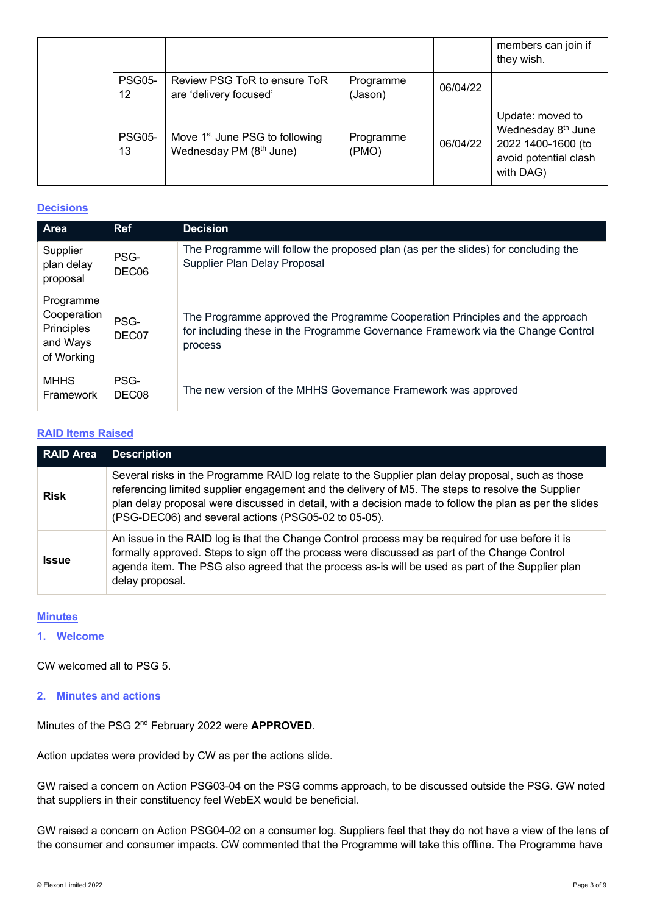| | | | | | |
|---|---|---|---|---|---|
| | | | | | members can join if they wish. |
| | PSG05-12 | Review PSG ToR to ensure ToR are 'delivery focused' | Programme (Jason) | 06/04/22 | |
| | PSG05-13 | Move 1st June PSG to following Wednesday PM (8th June) | Programme (PMO) | 06/04/22 | Update: moved to Wednesday 8th June 2022 1400-1600 (to avoid potential clash with DAG) |

## Decisions

| Area | Ref | Decision |
|---|---|---|
| Supplier plan delay proposal | PSG-DEC06 | The Programme will follow the proposed plan (as per the slides) for concluding the Supplier Plan Delay Proposal |
| Programme Cooperation Principles and Ways of Working | PSG-DEC07 | The Programme approved the Programme Cooperation Principles and the approach for including these in the Programme Governance Framework via the Change Control process |
| MHHS Framework | PSG-DEC08 | The new version of the MHHS Governance Framework was approved |

## RAID Items Raised

| RAID Area | Description |
|---|---|
| **Risk** | Several risks in the Programme RAID log relate to the Supplier plan delay proposal, such as those referencing limited supplier engagement and the delivery of M5. The steps to resolve the Supplier plan delay proposal were discussed in detail, with a decision made to follow the plan as per the slides (PSG-DEC06) and several actions (PSG05-02 to 05-05). |
| **Issue** | An issue in the RAID log is that the Change Control process may be required for use before it is formally approved. Steps to sign off the process were discussed as part of the Change Control agenda item. The PSG also agreed that the process as-is will be used as part of the Supplier plan delay proposal. |

## Minutes

### 1. Welcome

CW welcomed all to PSG 5.

### 2. Minutes and actions

Minutes of the PSG 2nd February 2022 were **APPROVED**.

Action updates were provided by CW as per the actions slide.

GW raised a concern on Action PSG03-04 on the PSG comms approach, to be discussed outside the PSG. GW noted that suppliers in their constituency feel WebEX would be beneficial.

GW raised a concern on Action PSG04-02 on a consumer log. Suppliers feel that they do not have a view of the lens of the consumer and consumer impacts. CW commented that the Programme will take this offline. The Programme have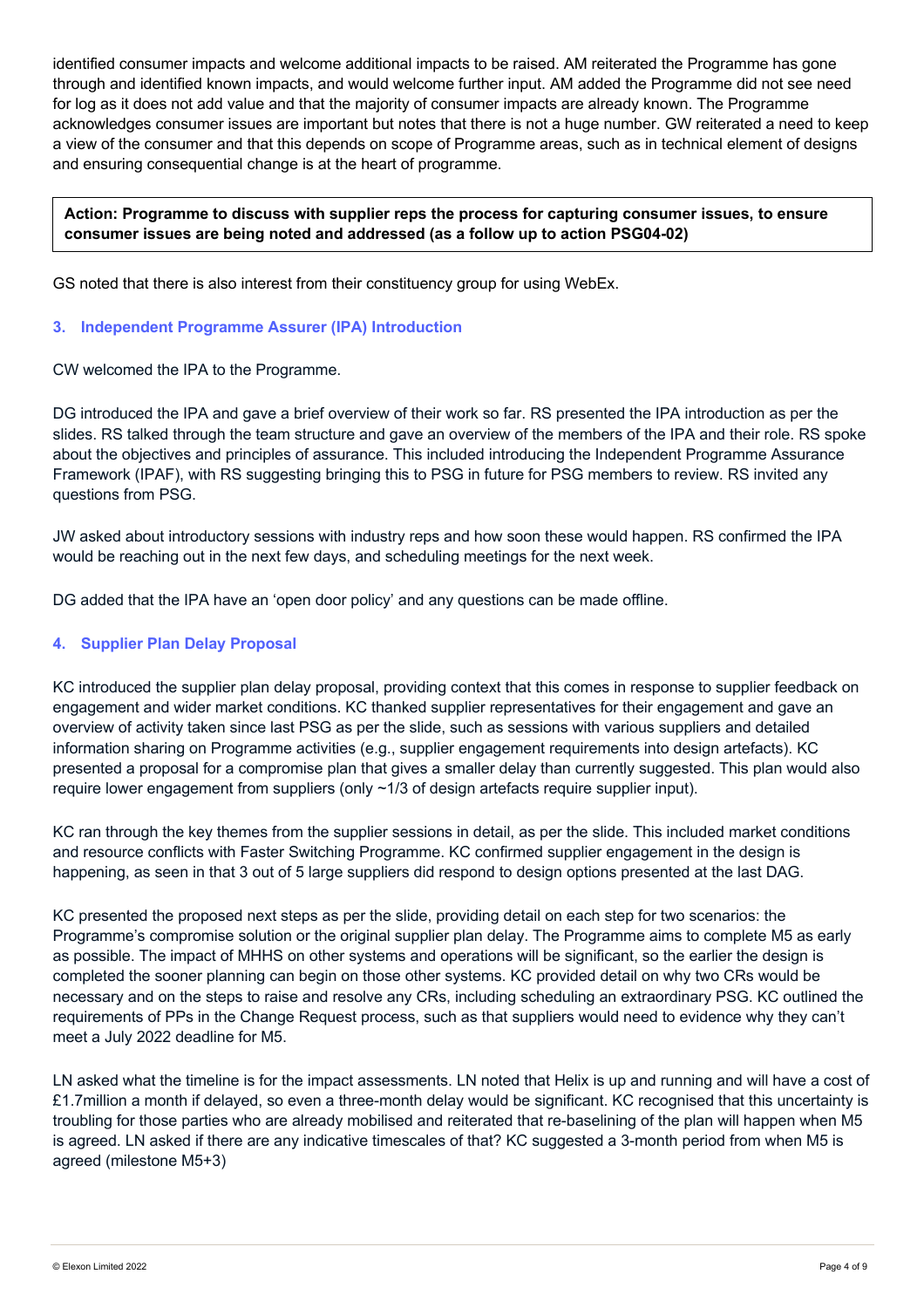identified consumer impacts and welcome additional impacts to be raised. AM reiterated the Programme has gone through and identified known impacts, and would welcome further input. AM added the Programme did not see need for log as it does not add value and that the majority of consumer impacts are already known. The Programme acknowledges consumer issues are important but notes that there is not a huge number. GW reiterated a need to keep a view of the consumer and that this depends on scope of Programme areas, such as in technical element of designs and ensuring consequential change is at the heart of programme.

> **Action: Programme to discuss with supplier reps the process for capturing consumer issues, to ensure consumer issues are being noted and addressed (as a follow up to action PSG04-02)**

GS noted that there is also interest from their constituency group for using WebEx.

### 3. Independent Programme Assurer (IPA) Introduction

CW welcomed the IPA to the Programme.

DG introduced the IPA and gave a brief overview of their work so far. RS presented the IPA introduction as per the slides. RS talked through the team structure and gave an overview of the members of the IPA and their role. RS spoke about the objectives and principles of assurance. This included introducing the Independent Programme Assurance Framework (IPAF), with RS suggesting bringing this to PSG in future for PSG members to review. RS invited any questions from PSG.

JW asked about introductory sessions with industry reps and how soon these would happen. RS confirmed the IPA would be reaching out in the next few days, and scheduling meetings for the next week.

DG added that the IPA have an 'open door policy' and any questions can be made offline.

### 4. Supplier Plan Delay Proposal

KC introduced the supplier plan delay proposal, providing context that this comes in response to supplier feedback on engagement and wider market conditions. KC thanked supplier representatives for their engagement and gave an overview of activity taken since last PSG as per the slide, such as sessions with various suppliers and detailed information sharing on Programme activities (e.g., supplier engagement requirements into design artefacts). KC presented a proposal for a compromise plan that gives a smaller delay than currently suggested. This plan would also require lower engagement from suppliers (only ~1/3 of design artefacts require supplier input).

KC ran through the key themes from the supplier sessions in detail, as per the slide. This included market conditions and resource conflicts with Faster Switching Programme. KC confirmed supplier engagement in the design is happening, as seen in that 3 out of 5 large suppliers did respond to design options presented at the last DAG.

KC presented the proposed next steps as per the slide, providing detail on each step for two scenarios: the Programme's compromise solution or the original supplier plan delay. The Programme aims to complete M5 as early as possible. The impact of MHHS on other systems and operations will be significant, so the earlier the design is completed the sooner planning can begin on those other systems. KC provided detail on why two CRs would be necessary and on the steps to raise and resolve any CRs, including scheduling an extraordinary PSG. KC outlined the requirements of PPs in the Change Request process, such as that suppliers would need to evidence why they can't meet a July 2022 deadline for M5.

LN asked what the timeline is for the impact assessments. LN noted that Helix is up and running and will have a cost of £1.7million a month if delayed, so even a three-month delay would be significant. KC recognised that this uncertainty is troubling for those parties who are already mobilised and reiterated that re-baselining of the plan will happen when M5 is agreed. LN asked if there are any indicative timescales of that? KC suggested a 3-month period from when M5 is agreed (milestone M5+3)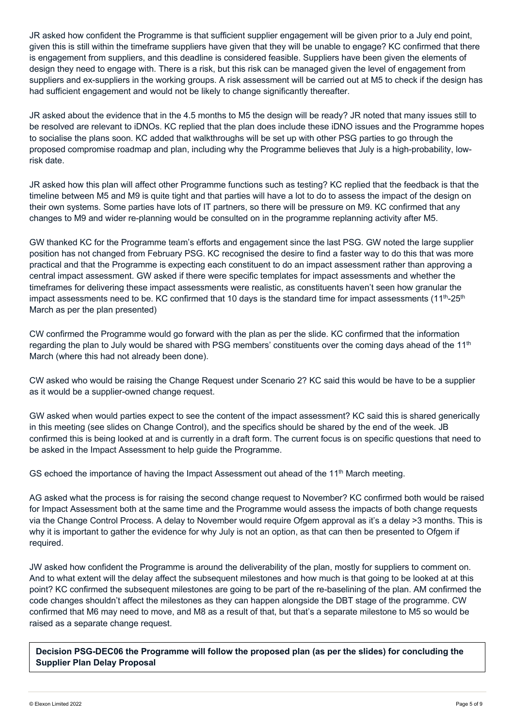JR asked how confident the Programme is that sufficient supplier engagement will be given prior to a July end point, given this is still within the timeframe suppliers have given that they will be unable to engage? KC confirmed that there is engagement from suppliers, and this deadline is considered feasible. Suppliers have been given the elements of design they need to engage with. There is a risk, but this risk can be managed given the level of engagement from suppliers and ex-suppliers in the working groups. A risk assessment will be carried out at M5 to check if the design has had sufficient engagement and would not be likely to change significantly thereafter.

JR asked about the evidence that in the 4.5 months to M5 the design will be ready? JR noted that many issues still to be resolved are relevant to iDNOs. KC replied that the plan does include these iDNO issues and the Programme hopes to socialise the plans soon. KC added that walkthroughs will be set up with other PSG parties to go through the proposed compromise roadmap and plan, including why the Programme believes that July is a high-probability, low-risk date.

JR asked how this plan will affect other Programme functions such as testing? KC replied that the feedback is that the timeline between M5 and M9 is quite tight and that parties will have a lot to do to assess the impact of the design on their own systems. Some parties have lots of IT partners, so there will be pressure on M9. KC confirmed that any changes to M9 and wider re-planning would be consulted on in the programme replanning activity after M5.

GW thanked KC for the Programme team's efforts and engagement since the last PSG. GW noted the large supplier position has not changed from February PSG. KC recognised the desire to find a faster way to do this that was more practical and that the Programme is expecting each constituent to do an impact assessment rather than approving a central impact assessment. GW asked if there were specific templates for impact assessments and whether the timeframes for delivering these impact assessments were realistic, as constituents haven't seen how granular the impact assessments need to be. KC confirmed that 10 days is the standard time for impact assessments (11th-25th March as per the plan presented)

CW confirmed the Programme would go forward with the plan as per the slide. KC confirmed that the information regarding the plan to July would be shared with PSG members' constituents over the coming days ahead of the 11th March (where this had not already been done).

CW asked who would be raising the Change Request under Scenario 2? KC said this would be have to be a supplier as it would be a supplier-owned change request.

GW asked when would parties expect to see the content of the impact assessment? KC said this is shared generically in this meeting (see slides on Change Control), and the specifics should be shared by the end of the week. JB confirmed this is being looked at and is currently in a draft form. The current focus is on specific questions that need to be asked in the Impact Assessment to help guide the Programme.

GS echoed the importance of having the Impact Assessment out ahead of the 11th March meeting.

AG asked what the process is for raising the second change request to November? KC confirmed both would be raised for Impact Assessment both at the same time and the Programme would assess the impacts of both change requests via the Change Control Process. A delay to November would require Ofgem approval as it's a delay >3 months. This is why it is important to gather the evidence for why July is not an option, as that can then be presented to Ofgem if required.

JW asked how confident the Programme is around the deliverability of the plan, mostly for suppliers to comment on. And to what extent will the delay affect the subsequent milestones and how much is that going to be looked at at this point? KC confirmed the subsequent milestones are going to be part of the re-baselining of the plan. AM confirmed the code changes shouldn't affect the milestones as they can happen alongside the DBT stage of the programme. CW confirmed that M6 may need to move, and M8 as a result of that, but that's a separate milestone to M5 so would be raised as a separate change request.

**Decision PSG-DEC06 the Programme will follow the proposed plan (as per the slides) for concluding the Supplier Plan Delay Proposal**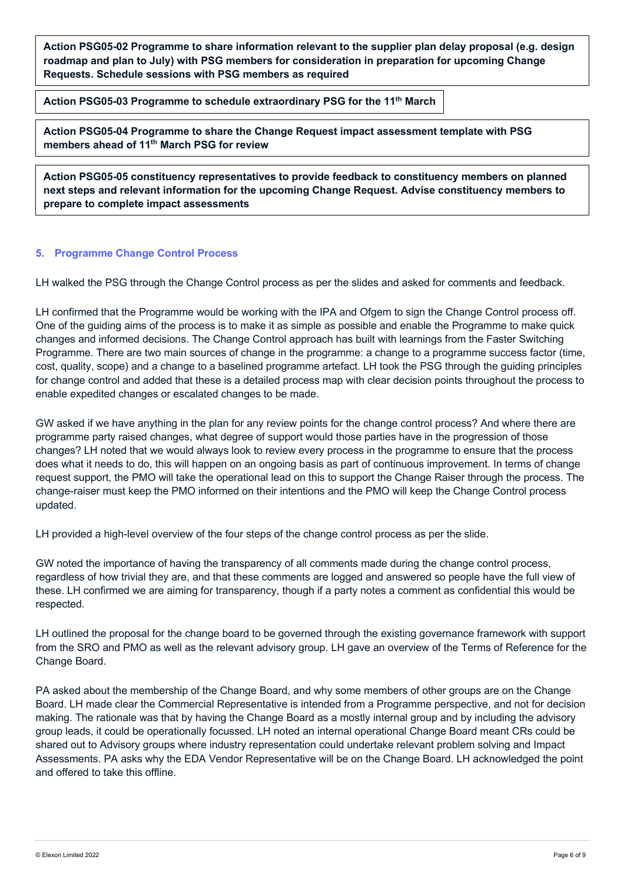**Action PSG05-02 Programme to share information relevant to the supplier plan delay proposal (e.g. design roadmap and plan to July) with PSG members for consideration in preparation for upcoming Change Requests. Schedule sessions with PSG members as required**

**Action PSG05-03 Programme to schedule extraordinary PSG for the 11th March**

**Action PSG05-04 Programme to share the Change Request impact assessment template with PSG members ahead of 11th March PSG for review**

**Action PSG05-05 constituency representatives to provide feedback to constituency members on planned next steps and relevant information for the upcoming Change Request. Advise constituency members to prepare to complete impact assessments**

## 5. Programme Change Control Process

LH walked the PSG through the Change Control process as per the slides and asked for comments and feedback.

LH confirmed that the Programme would be working with the IPA and Ofgem to sign the Change Control process off. One of the guiding aims of the process is to make it as simple as possible and enable the Programme to make quick changes and informed decisions. The Change Control approach has built with learnings from the Faster Switching Programme. There are two main sources of change in the programme: a change to a programme success factor (time, cost, quality, scope) and a change to a baselined programme artefact. LH took the PSG through the guiding principles for change control and added that these is a detailed process map with clear decision points throughout the process to enable expedited changes or escalated changes to be made.

GW asked if we have anything in the plan for any review points for the change control process? And where there are programme party raised changes, what degree of support would those parties have in the progression of those changes? LH noted that we would always look to review every process in the programme to ensure that the process does what it needs to do, this will happen on an ongoing basis as part of continuous improvement. In terms of change request support, the PMO will take the operational lead on this to support the Change Raiser through the process. The change-raiser must keep the PMO informed on their intentions and the PMO will keep the Change Control process updated.

LH provided a high-level overview of the four steps of the change control process as per the slide.

GW noted the importance of having the transparency of all comments made during the change control process, regardless of how trivial they are, and that these comments are logged and answered so people have the full view of these. LH confirmed we are aiming for transparency, though if a party notes a comment as confidential this would be respected.

LH outlined the proposal for the change board to be governed through the existing governance framework with support from the SRO and PMO as well as the relevant advisory group. LH gave an overview of the Terms of Reference for the Change Board.

PA asked about the membership of the Change Board, and why some members of other groups are on the Change Board. LH made clear the Commercial Representative is intended from a Programme perspective, and not for decision making. The rationale was that by having the Change Board as a mostly internal group and by including the advisory group leads, it could be operationally focussed. LH noted an internal operational Change Board meant CRs could be shared out to Advisory groups where industry representation could undertake relevant problem solving and Impact Assessments. PA asks why the EDA Vendor Representative will be on the Change Board. LH acknowledged the point and offered to take this offline.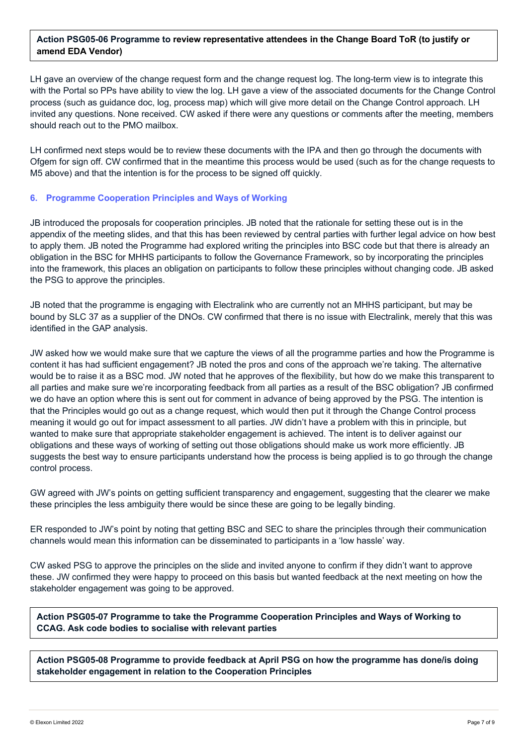**Action PSG05-06 Programme to review representative attendees in the Change Board ToR (to justify or amend EDA Vendor)**

LH gave an overview of the change request form and the change request log. The long-term view is to integrate this with the Portal so PPs have ability to view the log. LH gave a view of the associated documents for the Change Control process (such as guidance doc, log, process map) which will give more detail on the Change Control approach. LH invited any questions. None received. CW asked if there were any questions or comments after the meeting, members should reach out to the PMO mailbox.

LH confirmed next steps would be to review these documents with the IPA and then go through the documents with Ofgem for sign off. CW confirmed that in the meantime this process would be used (such as for the change requests to M5 above) and that the intention is for the process to be signed off quickly.

## 6. Programme Cooperation Principles and Ways of Working

JB introduced the proposals for cooperation principles. JB noted that the rationale for setting these out is in the appendix of the meeting slides, and that this has been reviewed by central parties with further legal advice on how best to apply them. JB noted the Programme had explored writing the principles into BSC code but that there is already an obligation in the BSC for MHHS participants to follow the Governance Framework, so by incorporating the principles into the framework, this places an obligation on participants to follow these principles without changing code. JB asked the PSG to approve the principles.

JB noted that the programme is engaging with Electralink who are currently not an MHHS participant, but may be bound by SLC 37 as a supplier of the DNOs. CW confirmed that there is no issue with Electralink, merely that this was identified in the GAP analysis.

JW asked how we would make sure that we capture the views of all the programme parties and how the Programme is content it has had sufficient engagement? JB noted the pros and cons of the approach we're taking. The alternative would be to raise it as a BSC mod. JW noted that he approves of the flexibility, but how do we make this transparent to all parties and make sure we're incorporating feedback from all parties as a result of the BSC obligation? JB confirmed we do have an option where this is sent out for comment in advance of being approved by the PSG. The intention is that the Principles would go out as a change request, which would then put it through the Change Control process meaning it would go out for impact assessment to all parties. JW didn't have a problem with this in principle, but wanted to make sure that appropriate stakeholder engagement is achieved. The intent is to deliver against our obligations and these ways of working of setting out those obligations should make us work more efficiently. JB suggests the best way to ensure participants understand how the process is being applied is to go through the change control process.

GW agreed with JW's points on getting sufficient transparency and engagement, suggesting that the clearer we make these principles the less ambiguity there would be since these are going to be legally binding.

ER responded to JW's point by noting that getting BSC and SEC to share the principles through their communication channels would mean this information can be disseminated to participants in a 'low hassle' way.

CW asked PSG to approve the principles on the slide and invited anyone to confirm if they didn't want to approve these. JW confirmed they were happy to proceed on this basis but wanted feedback at the next meeting on how the stakeholder engagement was going to be approved.

**Action PSG05-07 Programme to take the Programme Cooperation Principles and Ways of Working to CCAG. Ask code bodies to socialise with relevant parties**

**Action PSG05-08 Programme to provide feedback at April PSG on how the programme has done/is doing stakeholder engagement in relation to the Cooperation Principles**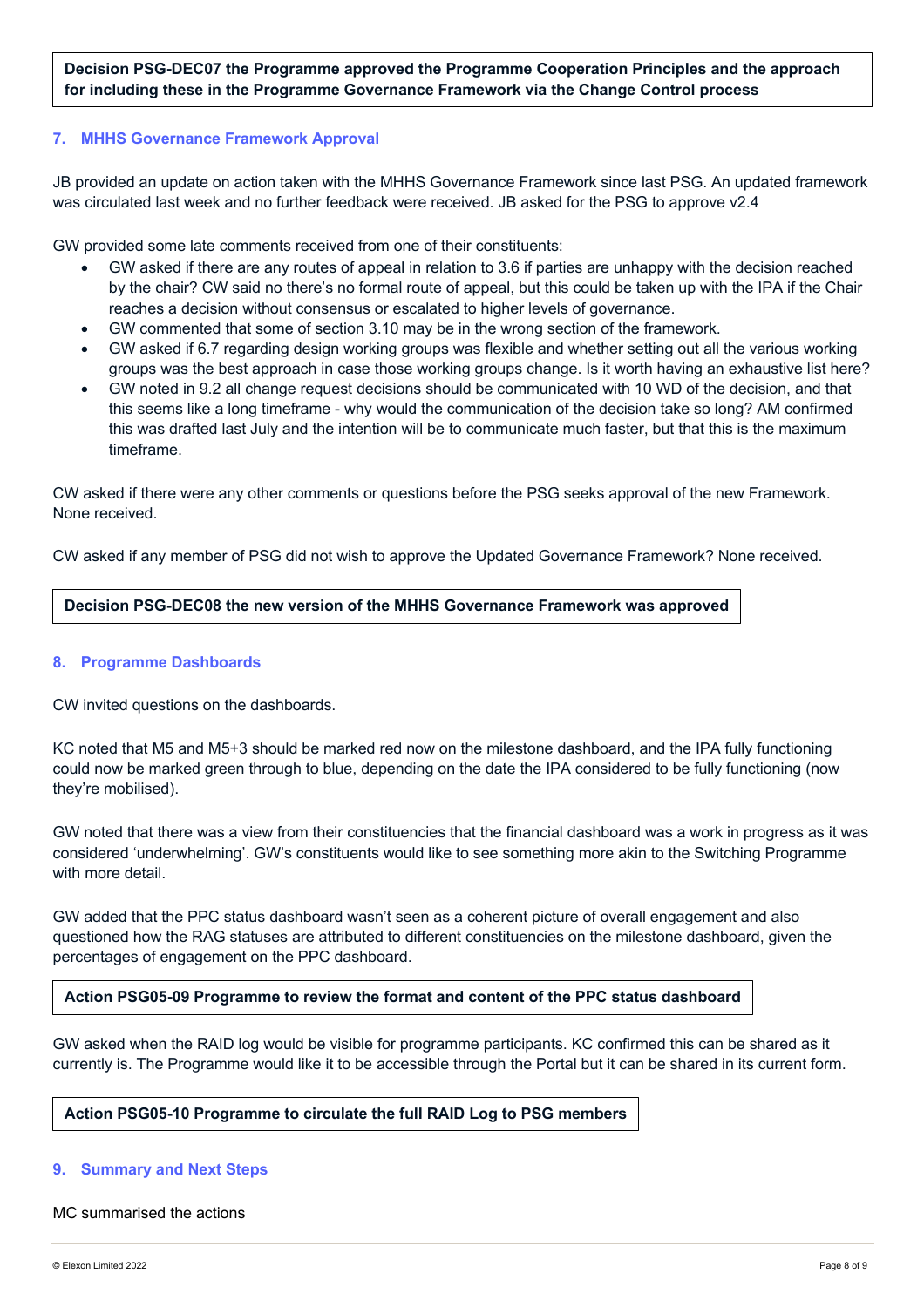**Decision PSG-DEC07 the Programme approved the Programme Cooperation Principles and the approach for including these in the Programme Governance Framework via the Change Control process**

## 7. MHHS Governance Framework Approval

JB provided an update on action taken with the MHHS Governance Framework since last PSG. An updated framework was circulated last week and no further feedback were received. JB asked for the PSG to approve v2.4

GW provided some late comments received from one of their constituents:

- GW asked if there are any routes of appeal in relation to 3.6 if parties are unhappy with the decision reached by the chair? CW said no there's no formal route of appeal, but this could be taken up with the IPA if the Chair reaches a decision without consensus or escalated to higher levels of governance.
- GW commented that some of section 3.10 may be in the wrong section of the framework.
- GW asked if 6.7 regarding design working groups was flexible and whether setting out all the various working groups was the best approach in case those working groups change. Is it worth having an exhaustive list here?
- GW noted in 9.2 all change request decisions should be communicated with 10 WD of the decision, and that this seems like a long timeframe - why would the communication of the decision take so long? AM confirmed this was drafted last July and the intention will be to communicate much faster, but that this is the maximum timeframe.

CW asked if there were any other comments or questions before the PSG seeks approval of the new Framework. None received.

CW asked if any member of PSG did not wish to approve the Updated Governance Framework? None received.

**Decision PSG-DEC08 the new version of the MHHS Governance Framework was approved**

## 8. Programme Dashboards

CW invited questions on the dashboards.

KC noted that M5 and M5+3 should be marked red now on the milestone dashboard, and the IPA fully functioning could now be marked green through to blue, depending on the date the IPA considered to be fully functioning (now they're mobilised).

GW noted that there was a view from their constituencies that the financial dashboard was a work in progress as it was considered 'underwhelming'. GW's constituents would like to see something more akin to the Switching Programme with more detail.

GW added that the PPC status dashboard wasn't seen as a coherent picture of overall engagement and also questioned how the RAG statuses are attributed to different constituencies on the milestone dashboard, given the percentages of engagement on the PPC dashboard.

**Action PSG05-09 Programme to review the format and content of the PPC status dashboard**

GW asked when the RAID log would be visible for programme participants. KC confirmed this can be shared as it currently is. The Programme would like it to be accessible through the Portal but it can be shared in its current form.

**Action PSG05-10 Programme to circulate the full RAID Log to PSG members**

## 9. Summary and Next Steps

MC summarised the actions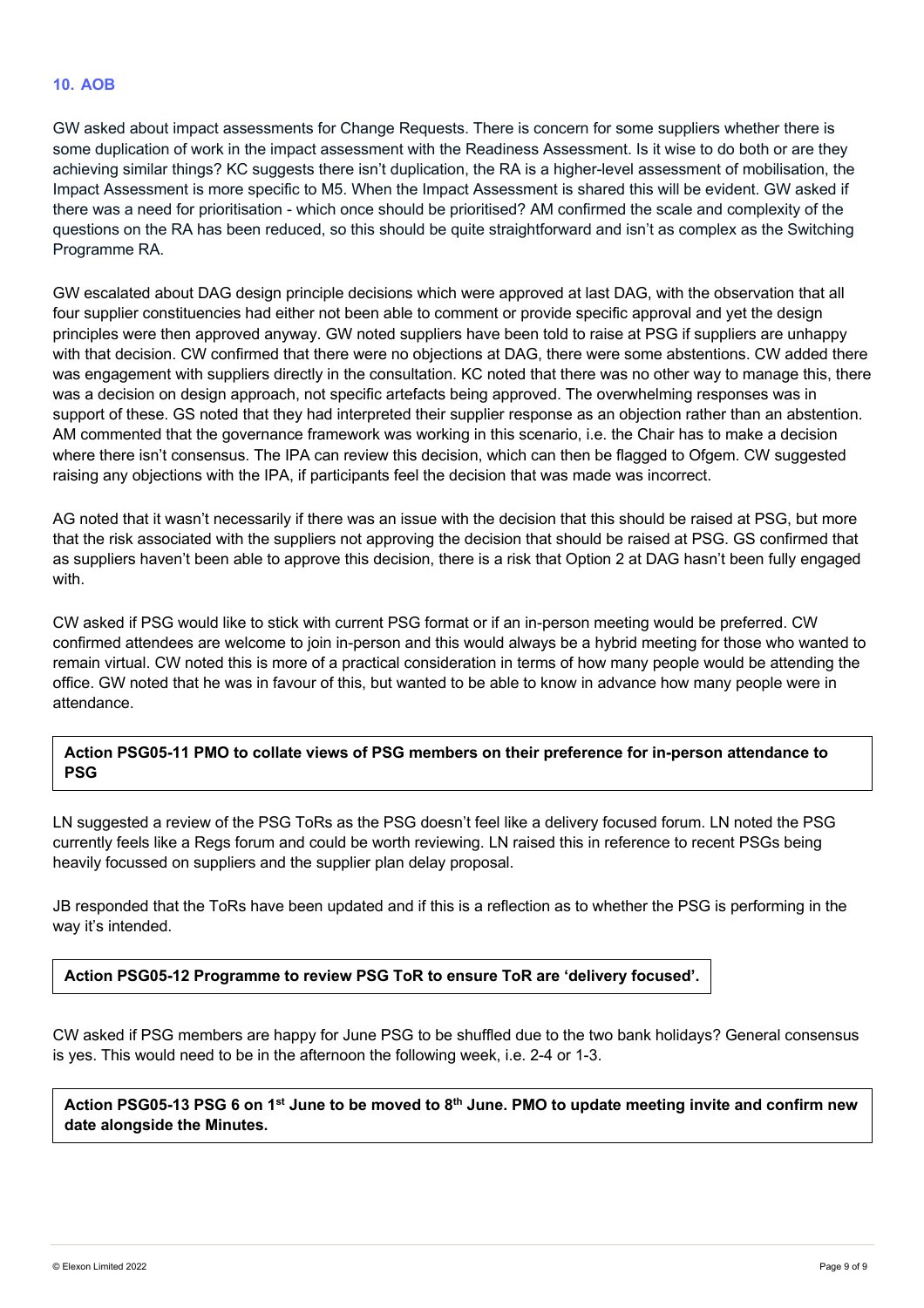## 10. AOB

GW asked about impact assessments for Change Requests. There is concern for some suppliers whether there is some duplication of work in the impact assessment with the Readiness Assessment. Is it wise to do both or are they achieving similar things? KC suggests there isn't duplication, the RA is a higher-level assessment of mobilisation, the Impact Assessment is more specific to M5. When the Impact Assessment is shared this will be evident. GW asked if there was a need for prioritisation - which once should be prioritised? AM confirmed the scale and complexity of the questions on the RA has been reduced, so this should be quite straightforward and isn't as complex as the Switching Programme RA.

GW escalated about DAG design principle decisions which were approved at last DAG, with the observation that all four supplier constituencies had either not been able to comment or provide specific approval and yet the design principles were then approved anyway. GW noted suppliers have been told to raise at PSG if suppliers are unhappy with that decision. CW confirmed that there were no objections at DAG, there were some abstentions. CW added there was engagement with suppliers directly in the consultation. KC noted that there was no other way to manage this, there was a decision on design approach, not specific artefacts being approved. The overwhelming responses was in support of these. GS noted that they had interpreted their supplier response as an objection rather than an abstention. AM commented that the governance framework was working in this scenario, i.e. the Chair has to make a decision where there isn't consensus. The IPA can review this decision, which can then be flagged to Ofgem. CW suggested raising any objections with the IPA, if participants feel the decision that was made was incorrect.

AG noted that it wasn't necessarily if there was an issue with the decision that this should be raised at PSG, but more that the risk associated with the suppliers not approving the decision that should be raised at PSG. GS confirmed that as suppliers haven't been able to approve this decision, there is a risk that Option 2 at DAG hasn't been fully engaged with.

CW asked if PSG would like to stick with current PSG format or if an in-person meeting would be preferred. CW confirmed attendees are welcome to join in-person and this would always be a hybrid meeting for those who wanted to remain virtual. CW noted this is more of a practical consideration in terms of how many people would be attending the office. GW noted that he was in favour of this, but wanted to be able to know in advance how many people were in attendance.

**Action PSG05-11 PMO to collate views of PSG members on their preference for in-person attendance to PSG**

LN suggested a review of the PSG ToRs as the PSG doesn't feel like a delivery focused forum. LN noted the PSG currently feels like a Regs forum and could be worth reviewing. LN raised this in reference to recent PSGs being heavily focussed on suppliers and the supplier plan delay proposal.

JB responded that the ToRs have been updated and if this is a reflection as to whether the PSG is performing in the way it's intended.

**Action PSG05-12 Programme to review PSG ToR to ensure ToR are 'delivery focused'.**

CW asked if PSG members are happy for June PSG to be shuffled due to the two bank holidays? General consensus is yes. This would need to be in the afternoon the following week, i.e. 2-4 or 1-3.

**Action PSG05-13 PSG 6 on 1st June to be moved to 8th June. PMO to update meeting invite and confirm new date alongside the Minutes.**